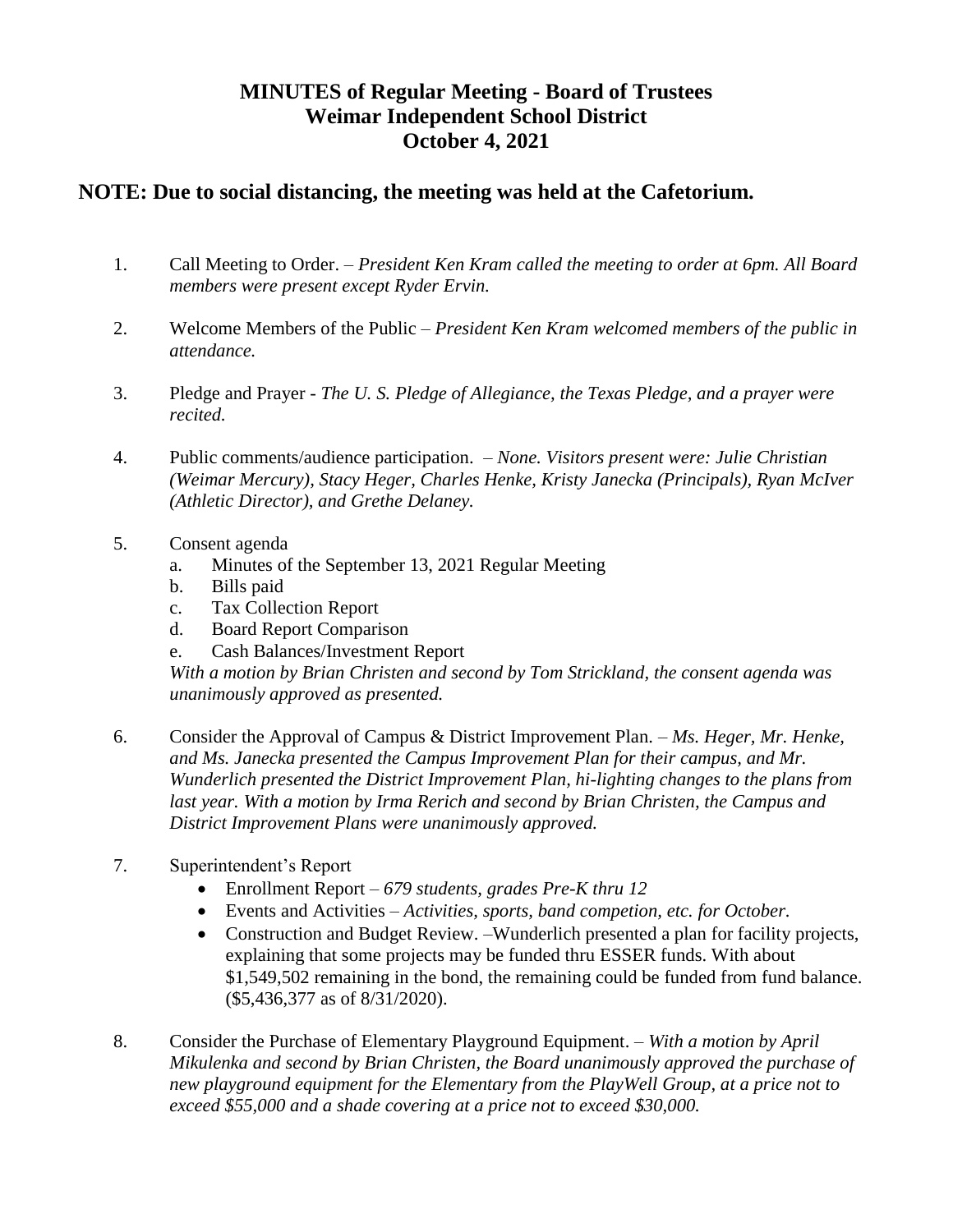# MINUTES of Regular Meeting - Board of Trustees
# Weimar Independent School District
# October 4, 2021

## NOTE: Due to social distancing, the meeting was held at the Cafetorium.

1. Call Meeting to Order. – *President Ken Kram called the meeting to order at 6pm. All Board members were present except Ryder Ervin.*

2. Welcome Members of the Public – *President Ken Kram welcomed members of the public in attendance.*

3. Pledge and Prayer - *The U. S. Pledge of Allegiance, the Texas Pledge, and a prayer were recited.*

4. Public comments/audience participation. – *None. Visitors present were: Julie Christian (Weimar Mercury), Stacy Heger, Charles Henke, Kristy Janecka (Principals), Ryan McIver (Athletic Director), and Grethe Delaney.*

5. Consent agenda
   a. Minutes of the September 13, 2021 Regular Meeting
   b. Bills paid
   c. Tax Collection Report
   d. Board Report Comparison
   e. Cash Balances/Investment Report

   *With a motion by Brian Christen and second by Tom Strickland, the consent agenda was unanimously approved as presented.*

6. Consider the Approval of Campus & District Improvement Plan. – *Ms. Heger, Mr. Henke, and Ms. Janecka presented the Campus Improvement Plan for their campus, and Mr. Wunderlich presented the District Improvement Plan, hi-lighting changes to the plans from last year. With a motion by Irma Rerich and second by Brian Christen, the Campus and District Improvement Plans were unanimously approved.*

7. Superintendent's Report
   - Enrollment Report – *679 students, grades Pre-K thru 12*
   - Events and Activities – *Activities, sports, band competion, etc. for October.*
   - Construction and Budget Review. –Wunderlich presented a plan for facility projects, explaining that some projects may be funded thru ESSER funds. With about $1,549,502 remaining in the bond, the remaining could be funded from fund balance. ($5,436,377 as of 8/31/2020).

8. Consider the Purchase of Elementary Playground Equipment. – *With a motion by April Mikulenka and second by Brian Christen, the Board unanimously approved the purchase of new playground equipment for the Elementary from the PlayWell Group, at a price not to exceed $55,000 and a shade covering at a price not to exceed $30,000.*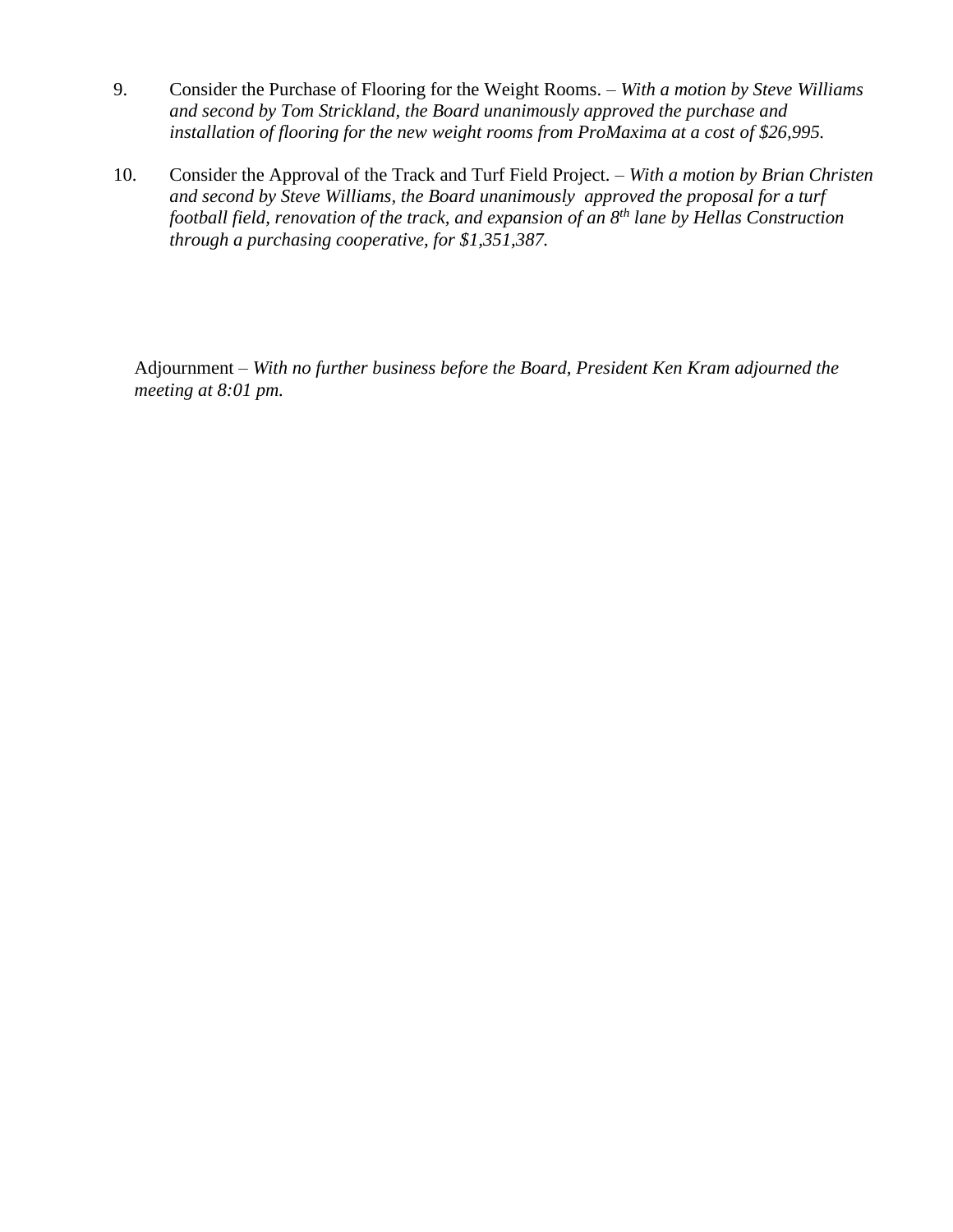9. Consider the Purchase of Flooring for the Weight Rooms. – *With a motion by Steve Williams and second by Tom Strickland, the Board unanimously approved the purchase and installation of flooring for the new weight rooms from ProMaxima at a cost of $26,995.*

10. Consider the Approval of the Track and Turf Field Project. – *With a motion by Brian Christen and second by Steve Williams, the Board unanimously approved the proposal for a turf football field, renovation of the track, and expansion of an 8th lane by Hellas Construction through a purchasing cooperative, for $1,351,387.*

Adjournment – *With no further business before the Board, President Ken Kram adjourned the meeting at 8:01 pm.*